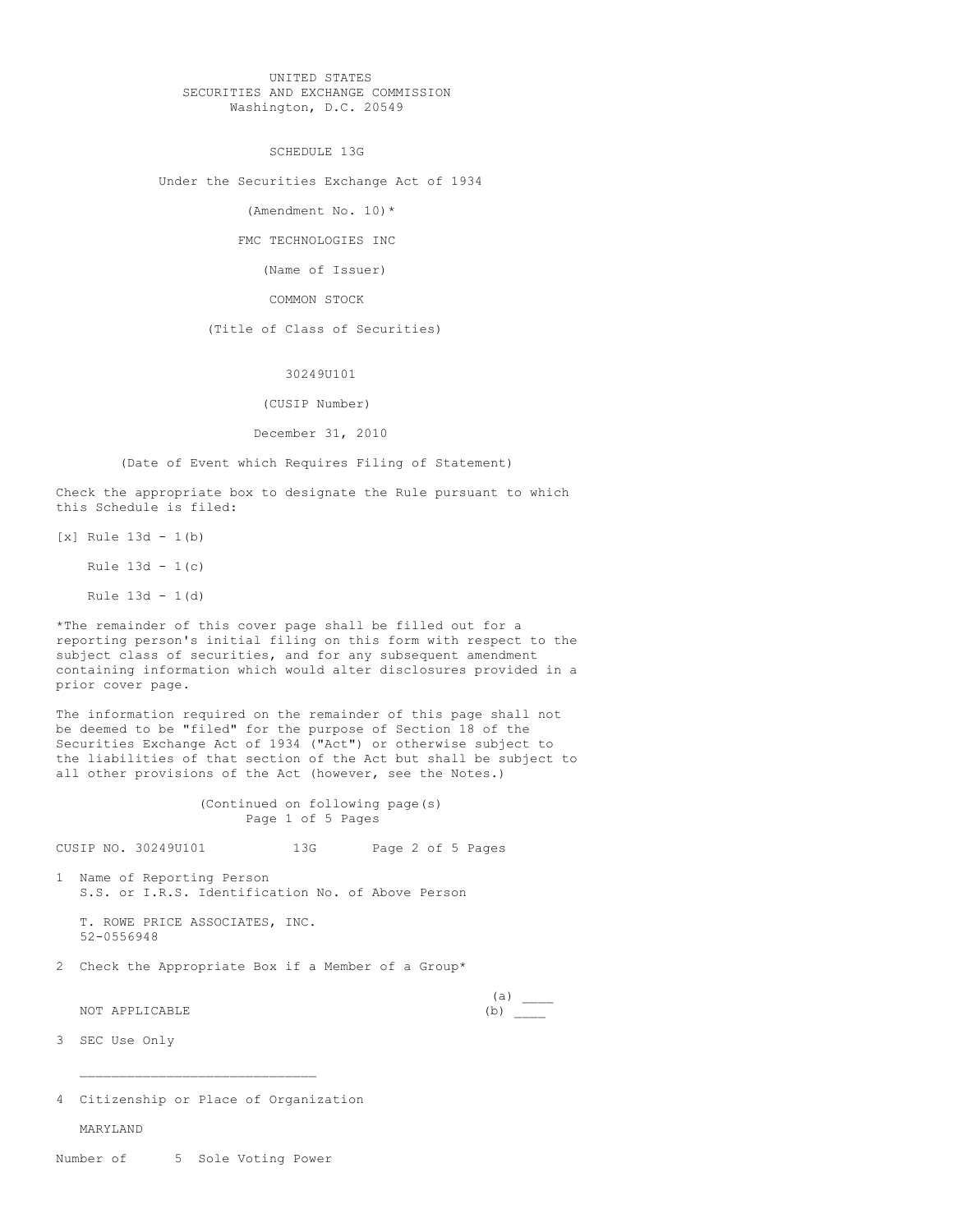UNITED STATES
SECURITIES AND EXCHANGE COMMISSION
Washington, D.C. 20549

SCHEDULE 13G

Under the Securities Exchange Act of 1934

(Amendment No. 10)*

FMC TECHNOLOGIES INC

(Name of Issuer)

COMMON STOCK

(Title of Class of Securities)

30249U101

(CUSIP Number)

December 31, 2010

(Date of Event which Requires Filing of Statement)

Check the appropriate box to designate the Rule pursuant to which this Schedule is filed:

[x] Rule 13d - 1(b)

Rule 13d - 1(c)

Rule 13d - 1(d)

*The remainder of this cover page shall be filled out for a reporting person's initial filing on this form with respect to the subject class of securities, and for any subsequent amendment containing information which would alter disclosures provided in a prior cover page.

The information required on the remainder of this page shall not be deemed to be "filed" for the purpose of Section 18 of the Securities Exchange Act of 1934 ("Act") or otherwise subject to the liabilities of that section of the Act but shall be subject to all other provisions of the Act (however, see the Notes.)

(Continued on following page(s)

CUSIP NO. 30249U101 13G

1 Name of Reporting Person
S.S. or I.R.S. Identification No. of Above Person

T. ROWE PRICE ASSOCIATES, INC.
52-0556948

2 Check the Appropriate Box if a Member of a Group*

NOT APPLICABLE (a) ____ (b) ____

3 SEC Use Only

______________________________

4 Citizenship or Place of Organization

MARYLAND

Number of 5 Sole Voting Power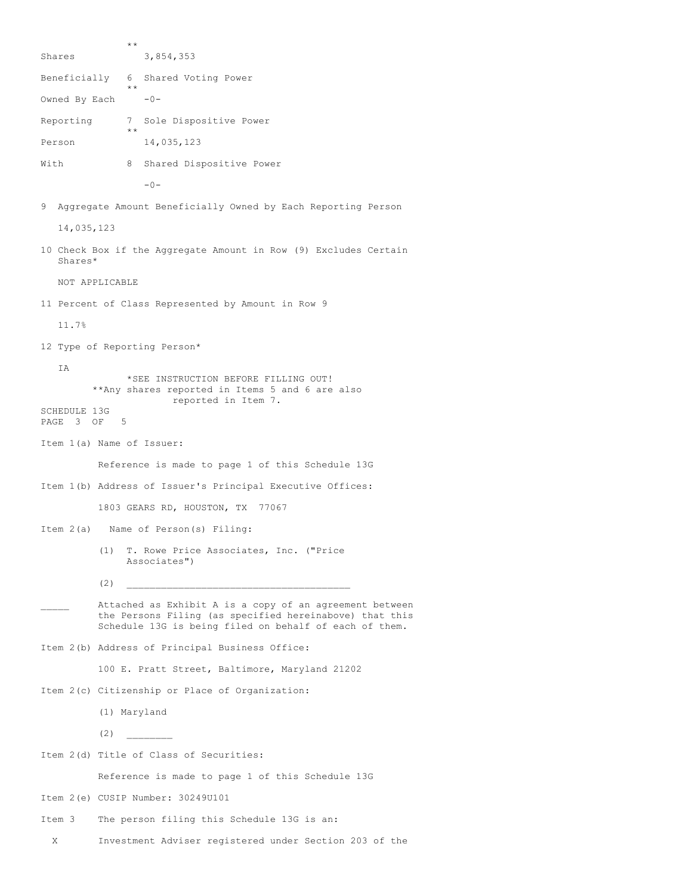| | | |
|---|---|---|
| Shares | ** | 3,854,353 |
| Beneficially | 6 | Shared Voting Power |
| Owned By Each | ** | -0- |
| Reporting | 7 | Sole Dispositive Power |
| Person | ** | 14,035,123 |
| With | 8 | Shared Dispositive Power |
| | | -0- |

9 Aggregate Amount Beneficially Owned by Each Reporting Person

14,035,123

10 Check Box if the Aggregate Amount in Row (9) Excludes Certain Shares*

NOT APPLICABLE

11 Percent of Class Represented by Amount in Row 9

11.7%

12 Type of Reporting Person*

IA

*SEE INSTRUCTION BEFORE FILLING OUT!

**Any shares reported in Items 5 and 6 are also reported in Item 7.

SCHEDULE 13G

Item 1(a) Name of Issuer:

Reference is made to page 1 of this Schedule 13G

Item 1(b) Address of Issuer's Principal Executive Offices:

1803 GEARS RD, HOUSTON, TX 77067

Item 2(a) Name of Person(s) Filing:

(1) T. Rowe Price Associates, Inc. ("Price Associates")

(2) ______________________________________

_____ Attached as Exhibit A is a copy of an agreement between the Persons Filing (as specified hereinabove) that this Schedule 13G is being filed on behalf of each of them.

Item 2(b) Address of Principal Business Office:

100 E. Pratt Street, Baltimore, Maryland 21202

Item 2(c) Citizenship or Place of Organization:

(1) Maryland

(2) ________

Item 2(d) Title of Class of Securities:

Reference is made to page 1 of this Schedule 13G

Item 2(e) CUSIP Number: 30249U101

Item 3 The person filing this Schedule 13G is an:

X Investment Adviser registered under Section 203 of the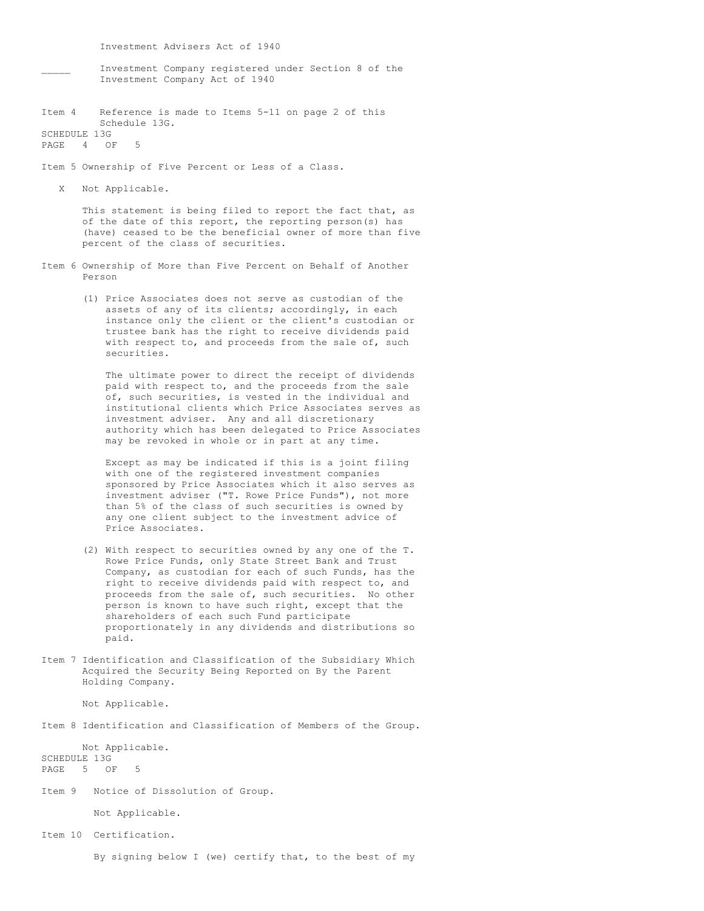Investment Advisers Act of 1940

_____ Investment Company registered under Section 8 of the Investment Company Act of 1940

Item 4 Reference is made to Items 5-11 on page 2 of this Schedule 13G.

Item 5 Ownership of Five Percent or Less of a Class.

X Not Applicable.

This statement is being filed to report the fact that, as of the date of this report, the reporting person(s) has (have) ceased to be the beneficial owner of more than five percent of the class of securities.

Item 6 Ownership of More than Five Percent on Behalf of Another Person

(1) Price Associates does not serve as custodian of the assets of any of its clients; accordingly, in each instance only the client or the client's custodian or trustee bank has the right to receive dividends paid with respect to, and proceeds from the sale of, such securities.

The ultimate power to direct the receipt of dividends paid with respect to, and the proceeds from the sale of, such securities, is vested in the individual and institutional clients which Price Associates serves as investment adviser. Any and all discretionary authority which has been delegated to Price Associates may be revoked in whole or in part at any time.

Except as may be indicated if this is a joint filing with one of the registered investment companies sponsored by Price Associates which it also serves as investment adviser ("T. Rowe Price Funds"), not more than 5% of the class of such securities is owned by any one client subject to the investment advice of Price Associates.

(2) With respect to securities owned by any one of the T. Rowe Price Funds, only State Street Bank and Trust Company, as custodian for each of such Funds, has the right to receive dividends paid with respect to, and proceeds from the sale of, such securities. No other person is known to have such right, except that the shareholders of each such Fund participate proportionately in any dividends and distributions so paid.

Item 7 Identification and Classification of the Subsidiary Which Acquired the Security Being Reported on By the Parent Holding Company.

Not Applicable.

Item 8 Identification and Classification of Members of the Group.

Not Applicable.

Item 9 Notice of Dissolution of Group.

Not Applicable.

Item 10 Certification.

By signing below I (we) certify that, to the best of my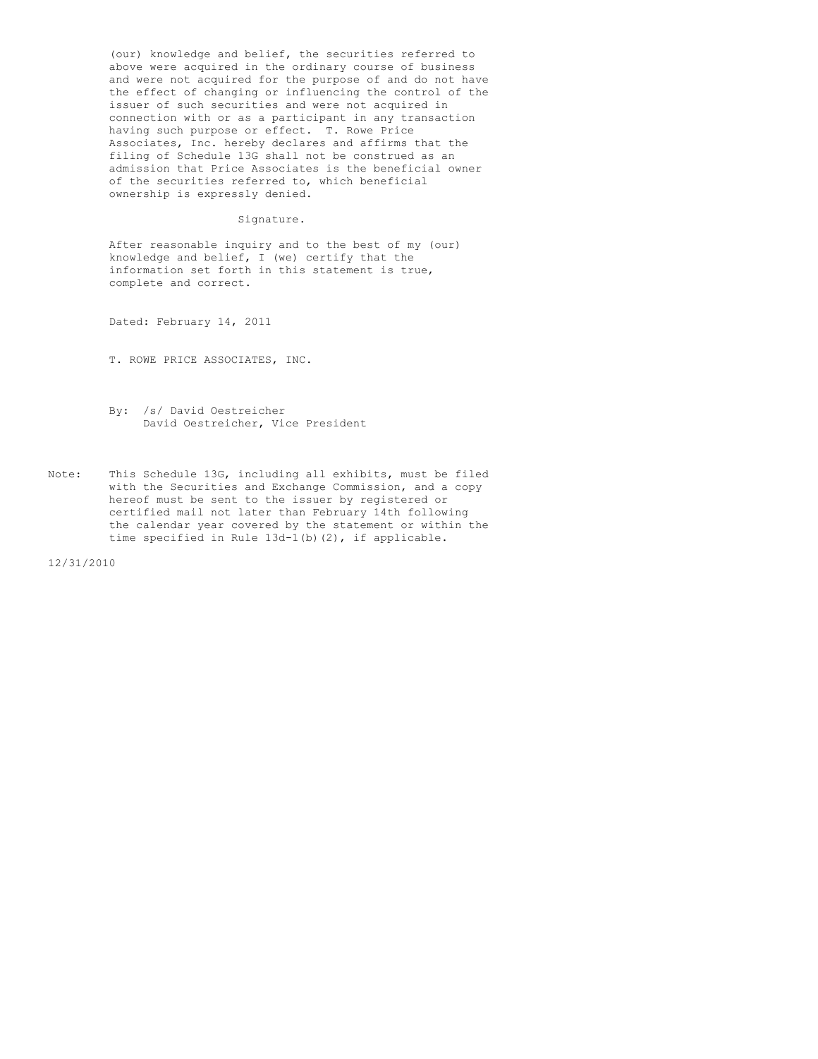(our) knowledge and belief, the securities referred to above were acquired in the ordinary course of business and were not acquired for the purpose of and do not have the effect of changing or influencing the control of the issuer of such securities and were not acquired in connection with or as a participant in any transaction having such purpose or effect. T. Rowe Price Associates, Inc. hereby declares and affirms that the filing of Schedule 13G shall not be construed as an admission that Price Associates is the beneficial owner of the securities referred to, which beneficial ownership is expressly denied.

Signature.

After reasonable inquiry and to the best of my (our) knowledge and belief, I (we) certify that the information set forth in this statement is true, complete and correct.

Dated: February 14, 2011

T. ROWE PRICE ASSOCIATES, INC.

By: /s/ David Oestreicher
David Oestreicher, Vice President

Note: This Schedule 13G, including all exhibits, must be filed with the Securities and Exchange Commission, and a copy hereof must be sent to the issuer by registered or certified mail not later than February 14th following the calendar year covered by the statement or within the time specified in Rule 13d-1(b)(2), if applicable.

12/31/2010